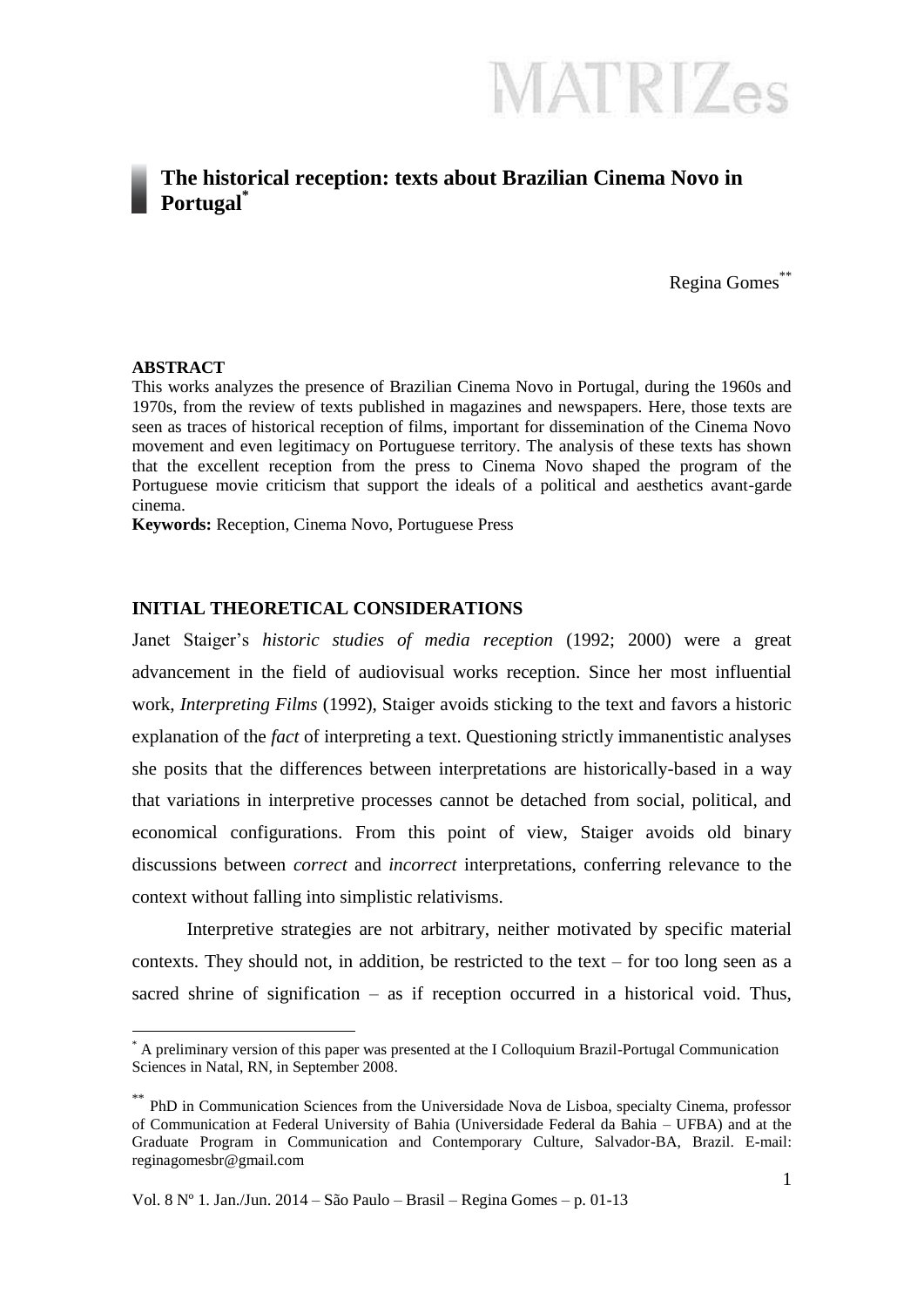# The historical reception: texts about Brazilian Cinema Novo in Portugal[*]

Regina Gomes[**]

**ABSTRACT**

This works analyzes the presence of Brazilian Cinema Novo in Portugal, during the 1960s and 1970s, from the review of texts published in magazines and newspapers. Here, those texts are seen as traces of historical reception of films, important for dissemination of the Cinema Novo movement and even legitimacy on Portuguese territory. The analysis of these texts has shown that the excellent reception from the press to Cinema Novo shaped the program of the Portuguese movie criticism that support the ideals of a political and aesthetics avant-garde cinema.

**Keywords:** Reception, Cinema Novo, Portuguese Press

## INITIAL THEORETICAL CONSIDERATIONS

Janet Staiger's *historic studies of media reception* (1992; 2000) were a great advancement in the field of audiovisual works reception. Since her most influential work, *Interpreting Films* (1992), Staiger avoids sticking to the text and favors a historic explanation of the *fact* of interpreting a text. Questioning strictly immanentistic analyses she posits that the differences between interpretations are historically-based in a way that variations in interpretive processes cannot be detached from social, political, and economical configurations. From this point of view, Staiger avoids old binary discussions between *correct* and *incorrect* interpretations, conferring relevance to the context without falling into simplistic relativisms.

Interpretive strategies are not arbitrary, neither motivated by specific material contexts. They should not, in addition, be restricted to the text – for too long seen as a sacred shrine of signification – as if reception occurred in a historical void. Thus,

---

[*] A preliminary version of this paper was presented at the I Colloquium Brazil-Portugal Communication Sciences in Natal, RN, in September 2008.

[**] PhD in Communication Sciences from the Universidade Nova de Lisboa, specialty Cinema, professor of Communication at Federal University of Bahia (Universidade Federal da Bahia – UFBA) and at the Graduate Program in Communication and Contemporary Culture, Salvador-BA, Brazil. E-mail: reginagomesbr@gmail.com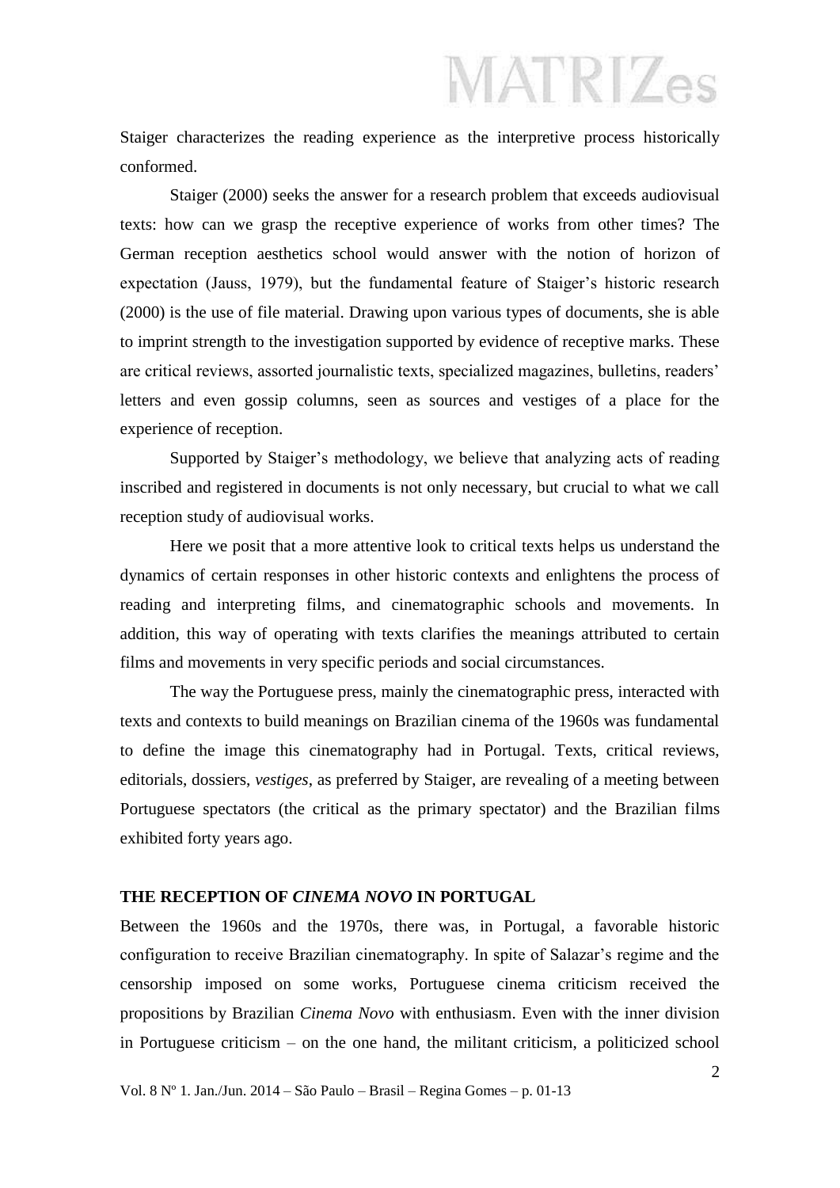Staiger characterizes the reading experience as the interpretive process historically conformed.

Staiger (2000) seeks the answer for a research problem that exceeds audiovisual texts: how can we grasp the receptive experience of works from other times? The German reception aesthetics school would answer with the notion of horizon of expectation (Jauss, 1979), but the fundamental feature of Staiger's historic research (2000) is the use of file material. Drawing upon various types of documents, she is able to imprint strength to the investigation supported by evidence of receptive marks. These are critical reviews, assorted journalistic texts, specialized magazines, bulletins, readers' letters and even gossip columns, seen as sources and vestiges of a place for the experience of reception.

Supported by Staiger's methodology, we believe that analyzing acts of reading inscribed and registered in documents is not only necessary, but crucial to what we call reception study of audiovisual works.

Here we posit that a more attentive look to critical texts helps us understand the dynamics of certain responses in other historic contexts and enlightens the process of reading and interpreting films, and cinematographic schools and movements. In addition, this way of operating with texts clarifies the meanings attributed to certain films and movements in very specific periods and social circumstances.

The way the Portuguese press, mainly the cinematographic press, interacted with texts and contexts to build meanings on Brazilian cinema of the 1960s was fundamental to define the image this cinematography had in Portugal. Texts, critical reviews, editorials, dossiers, *vestiges*, as preferred by Staiger, are revealing of a meeting between Portuguese spectators (the critical as the primary spectator) and the Brazilian films exhibited forty years ago.

## THE RECEPTION OF *CINEMA NOVO* IN PORTUGAL

Between the 1960s and the 1970s, there was, in Portugal, a favorable historic configuration to receive Brazilian cinematography. In spite of Salazar's regime and the censorship imposed on some works, Portuguese cinema criticism received the propositions by Brazilian *Cinema Novo* with enthusiasm. Even with the inner division in Portuguese criticism – on the one hand, the militant criticism, a politicized school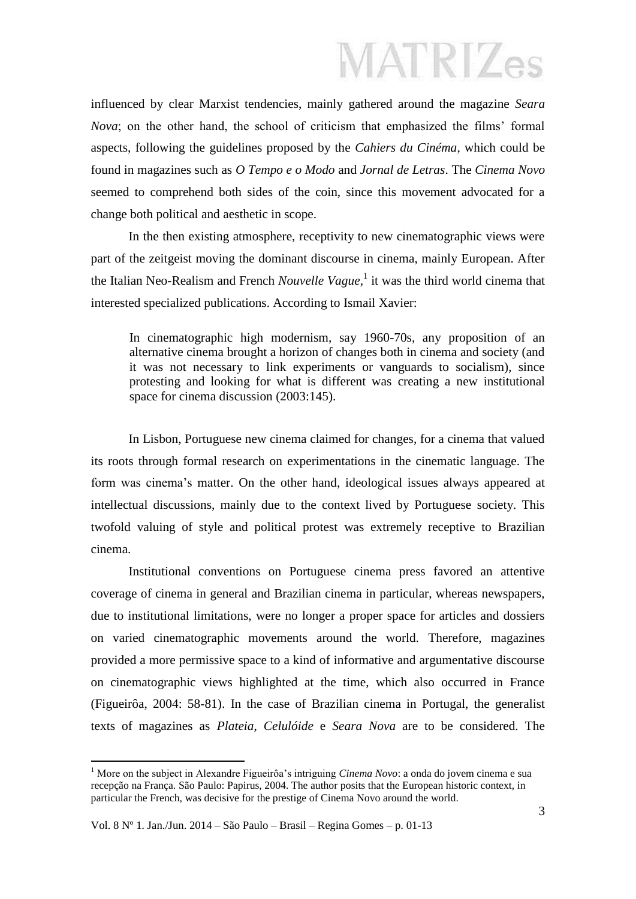influenced by clear Marxist tendencies, mainly gathered around the magazine *Seara Nova*; on the other hand, the school of criticism that emphasized the films' formal aspects, following the guidelines proposed by the *Cahiers du Cinéma*, which could be found in magazines such as *O Tempo e o Modo* and *Jornal de Letras*. The *Cinema Novo* seemed to comprehend both sides of the coin, since this movement advocated for a change both political and aesthetic in scope.

In the then existing atmosphere, receptivity to new cinematographic views were part of the zeitgeist moving the dominant discourse in cinema, mainly European. After the Italian Neo-Realism and French *Nouvelle Vague*,[1] it was the third world cinema that interested specialized publications. According to Ismail Xavier:

> In cinematographic high modernism, say 1960-70s, any proposition of an alternative cinema brought a horizon of changes both in cinema and society (and it was not necessary to link experiments or vanguards to socialism), since protesting and looking for what is different was creating a new institutional space for cinema discussion (2003:145).

In Lisbon, Portuguese new cinema claimed for changes, for a cinema that valued its roots through formal research on experimentations in the cinematic language. The form was cinema's matter. On the other hand, ideological issues always appeared at intellectual discussions, mainly due to the context lived by Portuguese society. This twofold valuing of style and political protest was extremely receptive to Brazilian cinema.

Institutional conventions on Portuguese cinema press favored an attentive coverage of cinema in general and Brazilian cinema in particular, whereas newspapers, due to institutional limitations, were no longer a proper space for articles and dossiers on varied cinematographic movements around the world. Therefore, magazines provided a more permissive space to a kind of informative and argumentative discourse on cinematographic views highlighted at the time, which also occurred in France (Figueirôa, 2004: 58-81). In the case of Brazilian cinema in Portugal, the generalist texts of magazines as *Plateia*, *Celulóide* e *Seara Nova* are to be considered. The

[1] More on the subject in Alexandre Figueirôa's intriguing *Cinema Novo*: a onda do jovem cinema e sua recepção na França. São Paulo: Papirus, 2004. The author posits that the European historic context, in particular the French, was decisive for the prestige of Cinema Novo around the world.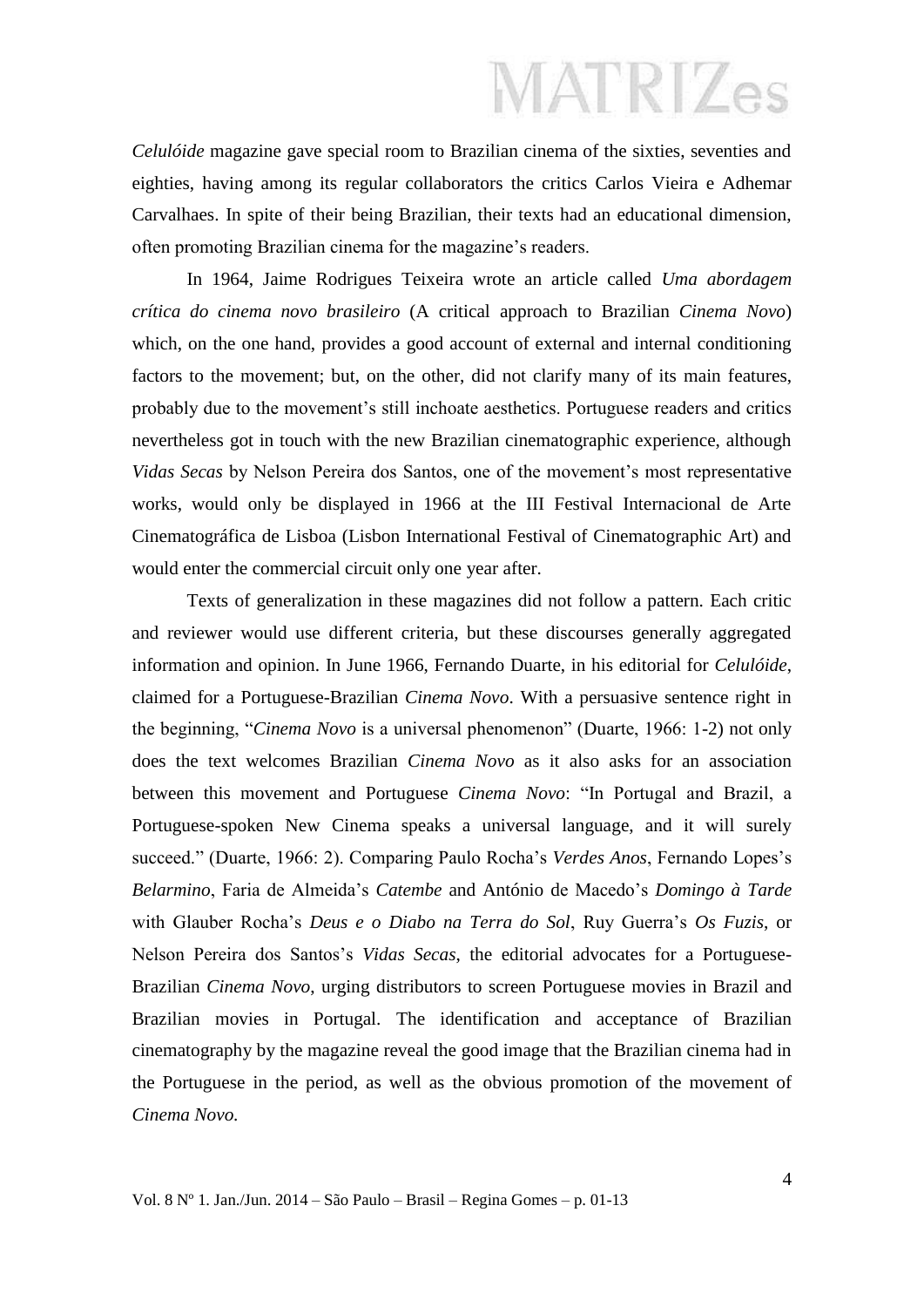*Celulóide* magazine gave special room to Brazilian cinema of the sixties, seventies and eighties, having among its regular collaborators the critics Carlos Vieira e Adhemar Carvalhaes. In spite of their being Brazilian, their texts had an educational dimension, often promoting Brazilian cinema for the magazine's readers.

In 1964, Jaime Rodrigues Teixeira wrote an article called *Uma abordagem crítica do cinema novo brasileiro* (A critical approach to Brazilian *Cinema Novo*) which, on the one hand, provides a good account of external and internal conditioning factors to the movement; but, on the other, did not clarify many of its main features, probably due to the movement's still inchoate aesthetics. Portuguese readers and critics nevertheless got in touch with the new Brazilian cinematographic experience, although *Vidas Secas* by Nelson Pereira dos Santos, one of the movement's most representative works, would only be displayed in 1966 at the III Festival Internacional de Arte Cinematográfica de Lisboa (Lisbon International Festival of Cinematographic Art) and would enter the commercial circuit only one year after.

Texts of generalization in these magazines did not follow a pattern. Each critic and reviewer would use different criteria, but these discourses generally aggregated information and opinion. In June 1966, Fernando Duarte, in his editorial for *Celulóide*, claimed for a Portuguese-Brazilian *Cinema Novo*. With a persuasive sentence right in the beginning, "*Cinema Novo* is a universal phenomenon" (Duarte, 1966: 1-2) not only does the text welcomes Brazilian *Cinema Novo* as it also asks for an association between this movement and Portuguese *Cinema Novo*: "In Portugal and Brazil, a Portuguese-spoken New Cinema speaks a universal language, and it will surely succeed." (Duarte, 1966: 2). Comparing Paulo Rocha's *Verdes Anos*, Fernando Lopes's *Belarmino*, Faria de Almeida's *Catembe* and António de Macedo's *Domingo à Tarde* with Glauber Rocha's *Deus e o Diabo na Terra do Sol*, Ruy Guerra's *Os Fuzis*, or Nelson Pereira dos Santos's *Vidas Secas*, the editorial advocates for a Portuguese-Brazilian *Cinema Novo*, urging distributors to screen Portuguese movies in Brazil and Brazilian movies in Portugal. The identification and acceptance of Brazilian cinematography by the magazine reveal the good image that the Brazilian cinema had in the Portuguese in the period, as well as the obvious promotion of the movement of *Cinema Novo.*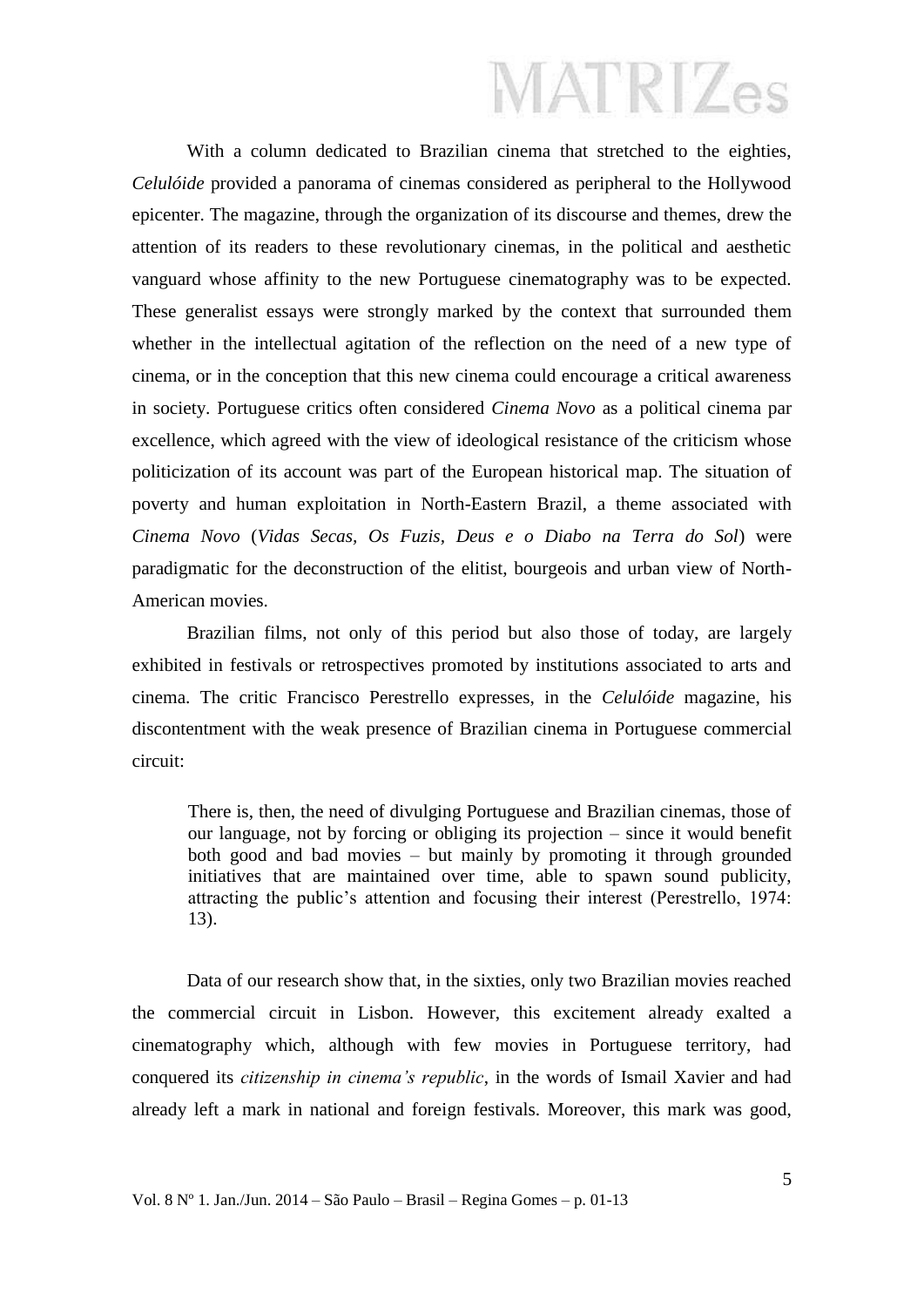With a column dedicated to Brazilian cinema that stretched to the eighties, *Celulóide* provided a panorama of cinemas considered as peripheral to the Hollywood epicenter. The magazine, through the organization of its discourse and themes, drew the attention of its readers to these revolutionary cinemas, in the political and aesthetic vanguard whose affinity to the new Portuguese cinematography was to be expected. These generalist essays were strongly marked by the context that surrounded them whether in the intellectual agitation of the reflection on the need of a new type of cinema, or in the conception that this new cinema could encourage a critical awareness in society. Portuguese critics often considered *Cinema Novo* as a political cinema par excellence, which agreed with the view of ideological resistance of the criticism whose politicization of its account was part of the European historical map. The situation of poverty and human exploitation in North-Eastern Brazil, a theme associated with *Cinema Novo* (*Vidas Secas, Os Fuzis, Deus e o Diabo na Terra do Sol*) were paradigmatic for the deconstruction of the elitist, bourgeois and urban view of North-American movies.

Brazilian films, not only of this period but also those of today, are largely exhibited in festivals or retrospectives promoted by institutions associated to arts and cinema. The critic Francisco Perestrello expresses, in the *Celulóide* magazine, his discontentment with the weak presence of Brazilian cinema in Portuguese commercial circuit:

> There is, then, the need of divulging Portuguese and Brazilian cinemas, those of our language, not by forcing or obliging its projection – since it would benefit both good and bad movies – but mainly by promoting it through grounded initiatives that are maintained over time, able to spawn sound publicity, attracting the public's attention and focusing their interest (Perestrello, 1974: 13).

Data of our research show that, in the sixties, only two Brazilian movies reached the commercial circuit in Lisbon. However, this excitement already exalted a cinematography which, although with few movies in Portuguese territory, had conquered its *citizenship in cinema's republic*, in the words of Ismail Xavier and had already left a mark in national and foreign festivals. Moreover, this mark was good,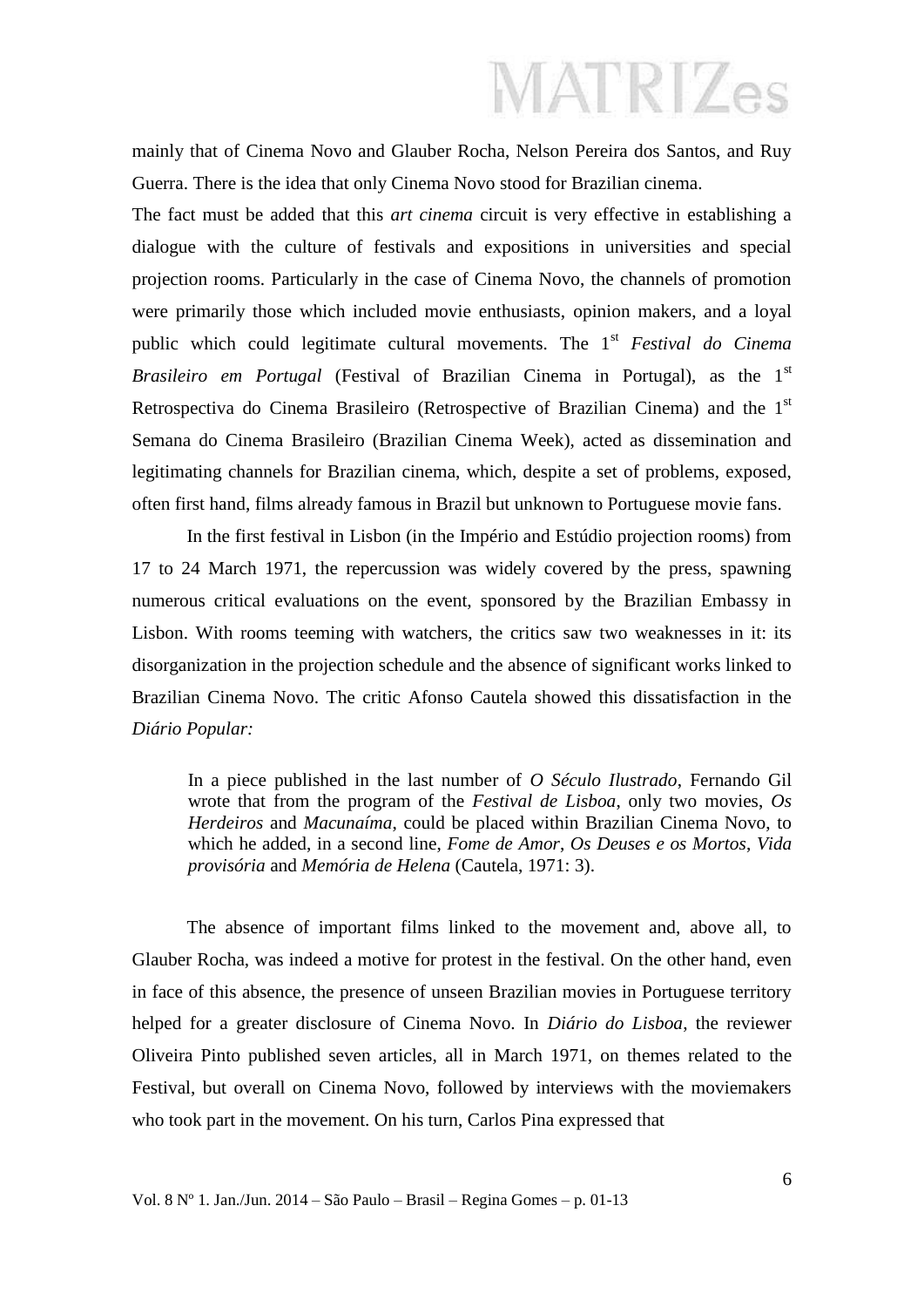mainly that of Cinema Novo and Glauber Rocha, Nelson Pereira dos Santos, and Ruy Guerra. There is the idea that only Cinema Novo stood for Brazilian cinema.

The fact must be added that this *art cinema* circuit is very effective in establishing a dialogue with the culture of festivals and expositions in universities and special projection rooms. Particularly in the case of Cinema Novo, the channels of promotion were primarily those which included movie enthusiasts, opinion makers, and a loyal public which could legitimate cultural movements. The 1st *Festival do Cinema Brasileiro em Portugal* (Festival of Brazilian Cinema in Portugal), as the 1st Retrospectiva do Cinema Brasileiro (Retrospective of Brazilian Cinema) and the 1st Semana do Cinema Brasileiro (Brazilian Cinema Week), acted as dissemination and legitimating channels for Brazilian cinema, which, despite a set of problems, exposed, often first hand, films already famous in Brazil but unknown to Portuguese movie fans.

In the first festival in Lisbon (in the Império and Estúdio projection rooms) from 17 to 24 March 1971, the repercussion was widely covered by the press, spawning numerous critical evaluations on the event, sponsored by the Brazilian Embassy in Lisbon. With rooms teeming with watchers, the critics saw two weaknesses in it: its disorganization in the projection schedule and the absence of significant works linked to Brazilian Cinema Novo. The critic Afonso Cautela showed this dissatisfaction in the *Diário Popular:*

> In a piece published in the last number of *O Século Ilustrado*, Fernando Gil wrote that from the program of the *Festival de Lisboa*, only two movies, *Os Herdeiros* and *Macunaíma*, could be placed within Brazilian Cinema Novo, to which he added, in a second line, *Fome de Amor*, *Os Deuses e os Mortos*, *Vida provisória* and *Memória de Helena* (Cautela, 1971: 3).

The absence of important films linked to the movement and, above all, to Glauber Rocha, was indeed a motive for protest in the festival. On the other hand, even in face of this absence, the presence of unseen Brazilian movies in Portuguese territory helped for a greater disclosure of Cinema Novo. In *Diário do Lisboa*, the reviewer Oliveira Pinto published seven articles, all in March 1971, on themes related to the Festival, but overall on Cinema Novo, followed by interviews with the moviemakers who took part in the movement. On his turn, Carlos Pina expressed that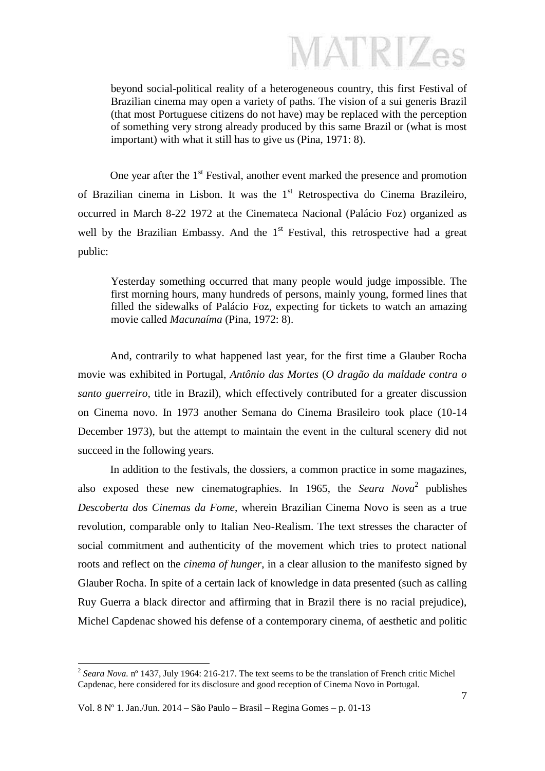> beyond social-political reality of a heterogeneous country, this first Festival of Brazilian cinema may open a variety of paths. The vision of a sui generis Brazil (that most Portuguese citizens do not have) may be replaced with the perception of something very strong already produced by this same Brazil or (what is most important) with what it still has to give us (Pina, 1971: 8).

One year after the 1st Festival, another event marked the presence and promotion of Brazilian cinema in Lisbon. It was the 1st Retrospectiva do Cinema Brazileiro, occurred in March 8-22 1972 at the Cinemateca Nacional (Palácio Foz) organized as well by the Brazilian Embassy. And the 1st Festival, this retrospective had a great public:

> Yesterday something occurred that many people would judge impossible. The first morning hours, many hundreds of persons, mainly young, formed lines that filled the sidewalks of Palácio Foz, expecting for tickets to watch an amazing movie called *Macunaíma* (Pina, 1972: 8).

And, contrarily to what happened last year, for the first time a Glauber Rocha movie was exhibited in Portugal, *Antônio das Mortes* (*O dragão da maldade contra o santo guerreiro*, title in Brazil), which effectively contributed for a greater discussion on Cinema novo. In 1973 another Semana do Cinema Brasileiro took place (10-14 December 1973), but the attempt to maintain the event in the cultural scenery did not succeed in the following years.

In addition to the festivals, the dossiers, a common practice in some magazines, also exposed these new cinematographies. In 1965, the *Seara Nova*[2] publishes *Descoberta dos Cinemas da Fome*, wherein Brazilian Cinema Novo is seen as a true revolution, comparable only to Italian Neo-Realism. The text stresses the character of social commitment and authenticity of the movement which tries to protect national roots and reflect on the *cinema of hunger*, in a clear allusion to the manifesto signed by Glauber Rocha. In spite of a certain lack of knowledge in data presented (such as calling Ruy Guerra a black director and affirming that in Brazil there is no racial prejudice), Michel Capdenac showed his defense of a contemporary cinema, of aesthetic and politic

---

[2] *Seara Nova*. nº 1437, July 1964: 216-217. The text seems to be the translation of French critic Michel Capdenac, here considered for its disclosure and good reception of Cinema Novo in Portugal.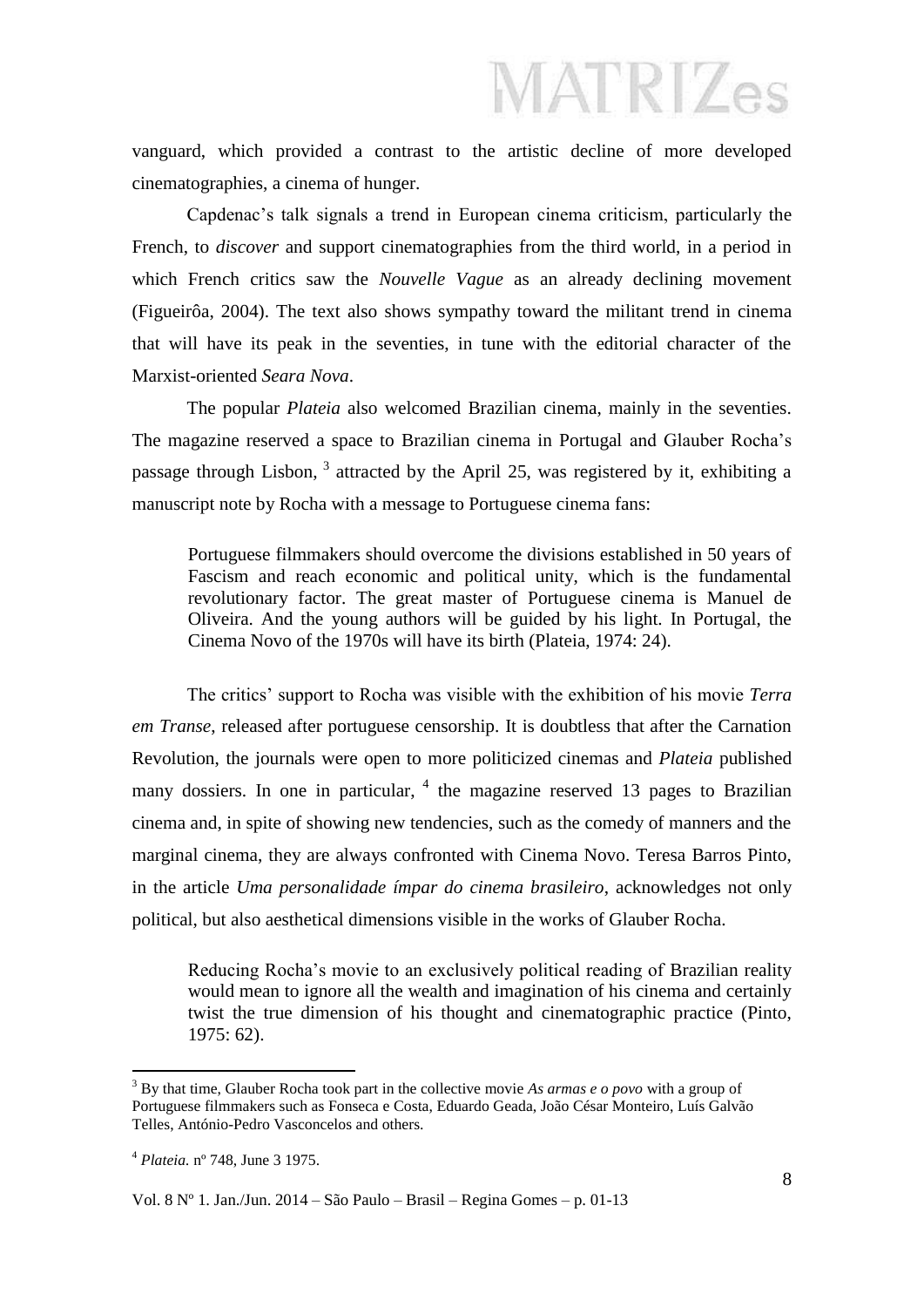vanguard, which provided a contrast to the artistic decline of more developed cinematographies, a cinema of hunger.

Capdenac's talk signals a trend in European cinema criticism, particularly the French, to *discover* and support cinematographies from the third world, in a period in which French critics saw the *Nouvelle Vague* as an already declining movement (Figueirôa, 2004). The text also shows sympathy toward the militant trend in cinema that will have its peak in the seventies, in tune with the editorial character of the Marxist-oriented *Seara Nova*.

The popular *Plateia* also welcomed Brazilian cinema, mainly in the seventies. The magazine reserved a space to Brazilian cinema in Portugal and Glauber Rocha's passage through Lisbon, [3] attracted by the April 25, was registered by it, exhibiting a manuscript note by Rocha with a message to Portuguese cinema fans:

> Portuguese filmmakers should overcome the divisions established in 50 years of Fascism and reach economic and political unity, which is the fundamental revolutionary factor. The great master of Portuguese cinema is Manuel de Oliveira. And the young authors will be guided by his light. In Portugal, the Cinema Novo of the 1970s will have its birth (Plateia, 1974: 24).

The critics' support to Rocha was visible with the exhibition of his movie *Terra em Transe*, released after portuguese censorship. It is doubtless that after the Carnation Revolution, the journals were open to more politicized cinemas and *Plateia* published many dossiers. In one in particular, [4] the magazine reserved 13 pages to Brazilian cinema and, in spite of showing new tendencies, such as the comedy of manners and the marginal cinema, they are always confronted with Cinema Novo. Teresa Barros Pinto, in the article *Uma personalidade ímpar do cinema brasileiro*, acknowledges not only political, but also aesthetical dimensions visible in the works of Glauber Rocha.

> Reducing Rocha's movie to an exclusively political reading of Brazilian reality would mean to ignore all the wealth and imagination of his cinema and certainly twist the true dimension of his thought and cinematographic practice (Pinto, 1975: 62).

---

[3] By that time, Glauber Rocha took part in the collective movie *As armas e o povo* with a group of Portuguese filmmakers such as Fonseca e Costa, Eduardo Geada, João César Monteiro, Luís Galvão Telles, António-Pedro Vasconcelos and others.

[4] *Plateia.* nº 748, June 3 1975.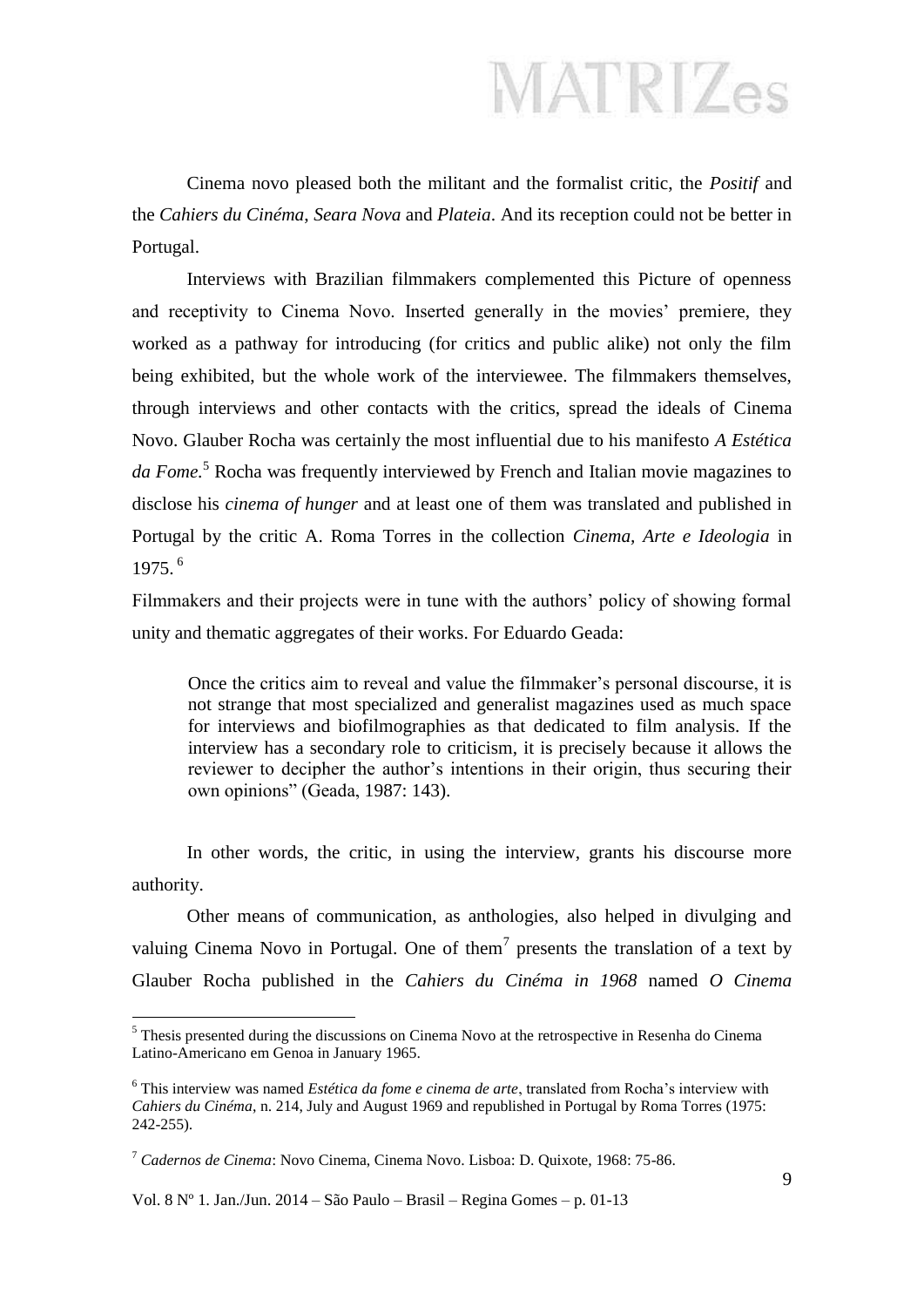Cinema novo pleased both the militant and the formalist critic, the *Positif* and the *Cahiers du Cinéma*, *Seara Nova* and *Plateia*. And its reception could not be better in Portugal.

Interviews with Brazilian filmmakers complemented this Picture of openness and receptivity to Cinema Novo. Inserted generally in the movies' premiere, they worked as a pathway for introducing (for critics and public alike) not only the film being exhibited, but the whole work of the interviewee. The filmmakers themselves, through interviews and other contacts with the critics, spread the ideals of Cinema Novo. Glauber Rocha was certainly the most influential due to his manifesto *A Estética da Fome*.[5] Rocha was frequently interviewed by French and Italian movie magazines to disclose his *cinema of hunger* and at least one of them was translated and published in Portugal by the critic A. Roma Torres in the collection *Cinema, Arte e Ideologia* in 1975.[6]

Filmmakers and their projects were in tune with the authors' policy of showing formal unity and thematic aggregates of their works. For Eduardo Geada:

> Once the critics aim to reveal and value the filmmaker's personal discourse, it is not strange that most specialized and generalist magazines used as much space for interviews and biofilmographies as that dedicated to film analysis. If the interview has a secondary role to criticism, it is precisely because it allows the reviewer to decipher the author's intentions in their origin, thus securing their own opinions" (Geada, 1987: 143).

In other words, the critic, in using the interview, grants his discourse more authority.

Other means of communication, as anthologies, also helped in divulging and valuing Cinema Novo in Portugal. One of them[7] presents the translation of a text by Glauber Rocha published in the *Cahiers du Cinéma in 1968* named *O Cinema*

---

[5] Thesis presented during the discussions on Cinema Novo at the retrospective in Resenha do Cinema Latino-Americano em Genoa in January 1965.

[6] This interview was named *Estética da fome e cinema de arte*, translated from Rocha's interview with *Cahiers du Cinéma*, n. 214, July and August 1969 and republished in Portugal by Roma Torres (1975: 242-255).

[7] *Cadernos de Cinema*: Novo Cinema, Cinema Novo. Lisboa: D. Quixote, 1968: 75-86.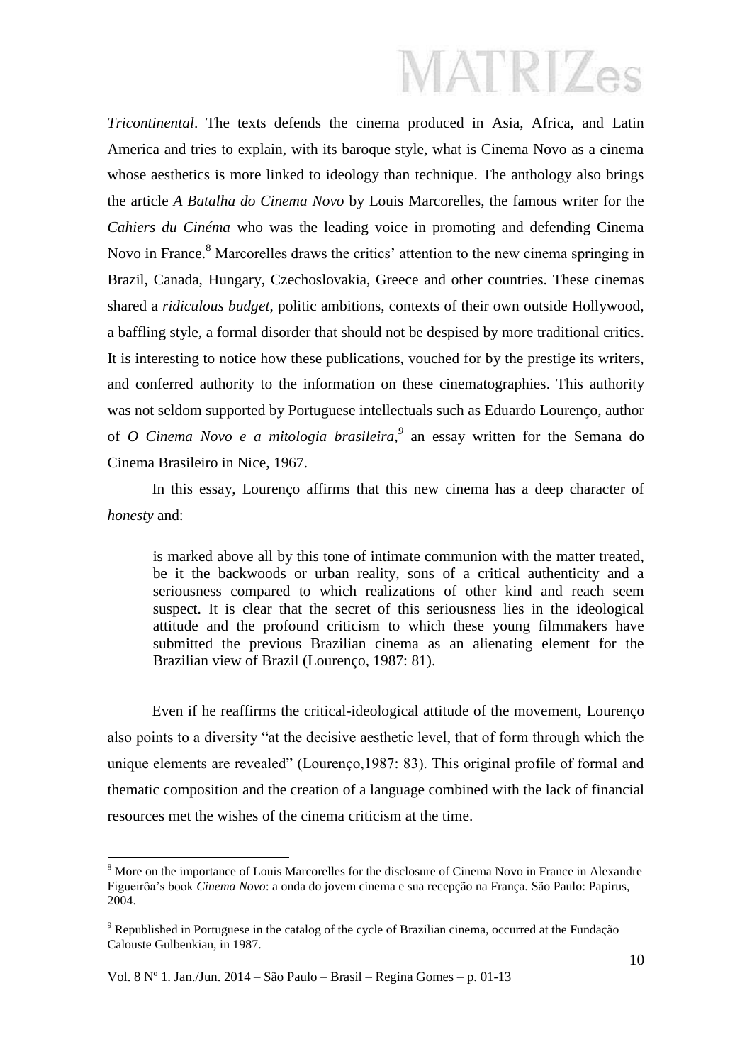*Tricontinental*. The texts defends the cinema produced in Asia, Africa, and Latin America and tries to explain, with its baroque style, what is Cinema Novo as a cinema whose aesthetics is more linked to ideology than technique. The anthology also brings the article *A Batalha do Cinema Novo* by Louis Marcorelles, the famous writer for the *Cahiers du Cinéma* who was the leading voice in promoting and defending Cinema Novo in France.[8] Marcorelles draws the critics' attention to the new cinema springing in Brazil, Canada, Hungary, Czechoslovakia, Greece and other countries. These cinemas shared a *ridiculous budget*, politic ambitions, contexts of their own outside Hollywood, a baffling style, a formal disorder that should not be despised by more traditional critics. It is interesting to notice how these publications, vouched for by the prestige its writers, and conferred authority to the information on these cinematographies. This authority was not seldom supported by Portuguese intellectuals such as Eduardo Lourenço, author of *O Cinema Novo e a mitologia brasileira,*[9] an essay written for the Semana do Cinema Brasileiro in Nice, 1967.

In this essay, Lourenço affirms that this new cinema has a deep character of *honesty* and:

> is marked above all by this tone of intimate communion with the matter treated, be it the backwoods or urban reality, sons of a critical authenticity and a seriousness compared to which realizations of other kind and reach seem suspect. It is clear that the secret of this seriousness lies in the ideological attitude and the profound criticism to which these young filmmakers have submitted the previous Brazilian cinema as an alienating element for the Brazilian view of Brazil (Lourenço, 1987: 81).

Even if he reaffirms the critical-ideological attitude of the movement, Lourenço also points to a diversity "at the decisive aesthetic level, that of form through which the unique elements are revealed" (Lourenço,1987: 83). This original profile of formal and thematic composition and the creation of a language combined with the lack of financial resources met the wishes of the cinema criticism at the time.

---

[8] More on the importance of Louis Marcorelles for the disclosure of Cinema Novo in France in Alexandre Figueirôa's book *Cinema Novo*: a onda do jovem cinema e sua recepção na França. São Paulo: Papirus, 2004.

[9] Republished in Portuguese in the catalog of the cycle of Brazilian cinema, occurred at the Fundação Calouste Gulbenkian, in 1987.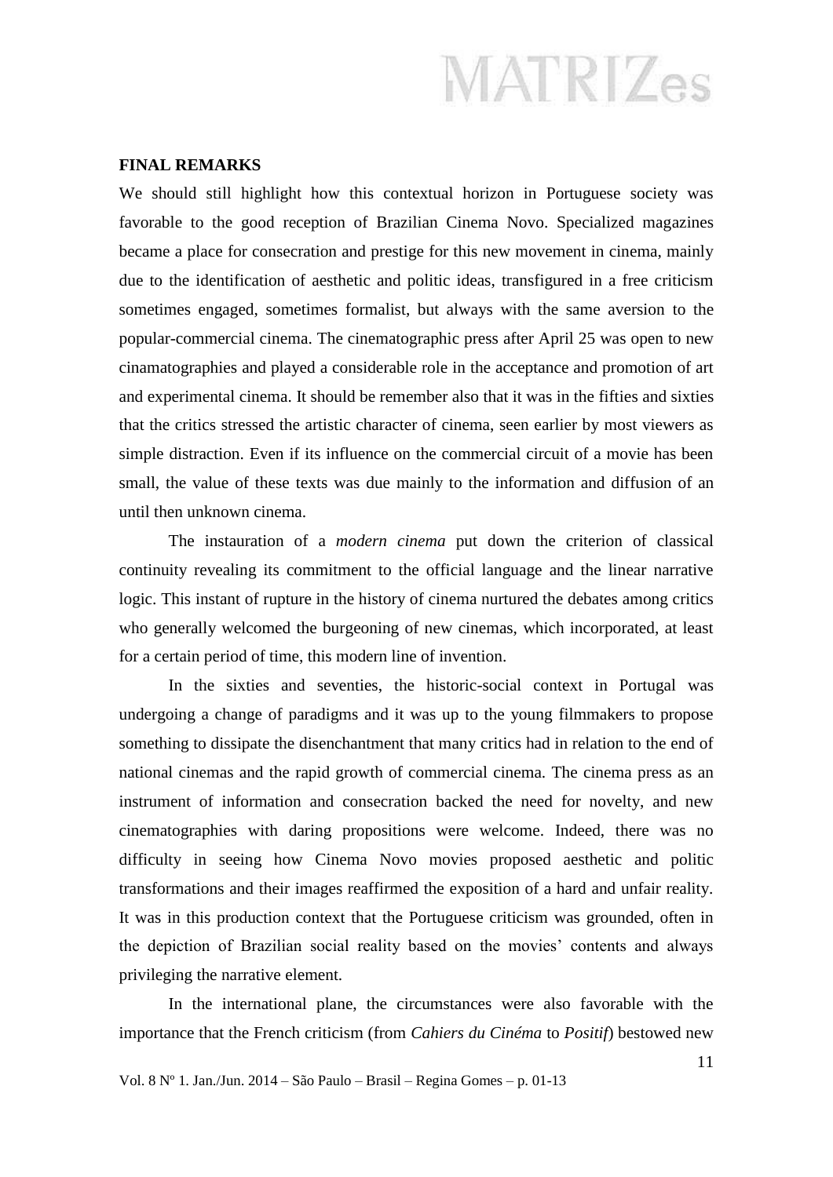## FINAL REMARKS

We should still highlight how this contextual horizon in Portuguese society was favorable to the good reception of Brazilian Cinema Novo. Specialized magazines became a place for consecration and prestige for this new movement in cinema, mainly due to the identification of aesthetic and politic ideas, transfigured in a free criticism sometimes engaged, sometimes formalist, but always with the same aversion to the popular-commercial cinema. The cinematographic press after April 25 was open to new cinamatographies and played a considerable role in the acceptance and promotion of art and experimental cinema. It should be remember also that it was in the fifties and sixties that the critics stressed the artistic character of cinema, seen earlier by most viewers as simple distraction. Even if its influence on the commercial circuit of a movie has been small, the value of these texts was due mainly to the information and diffusion of an until then unknown cinema.

The instauration of a *modern cinema* put down the criterion of classical continuity revealing its commitment to the official language and the linear narrative logic. This instant of rupture in the history of cinema nurtured the debates among critics who generally welcomed the burgeoning of new cinemas, which incorporated, at least for a certain period of time, this modern line of invention.

In the sixties and seventies, the historic-social context in Portugal was undergoing a change of paradigms and it was up to the young filmmakers to propose something to dissipate the disenchantment that many critics had in relation to the end of national cinemas and the rapid growth of commercial cinema. The cinema press as an instrument of information and consecration backed the need for novelty, and new cinematographies with daring propositions were welcome. Indeed, there was no difficulty in seeing how Cinema Novo movies proposed aesthetic and politic transformations and their images reaffirmed the exposition of a hard and unfair reality. It was in this production context that the Portuguese criticism was grounded, often in the depiction of Brazilian social reality based on the movies' contents and always privileging the narrative element.

In the international plane, the circumstances were also favorable with the importance that the French criticism (from *Cahiers du Cinéma* to *Positif*) bestowed new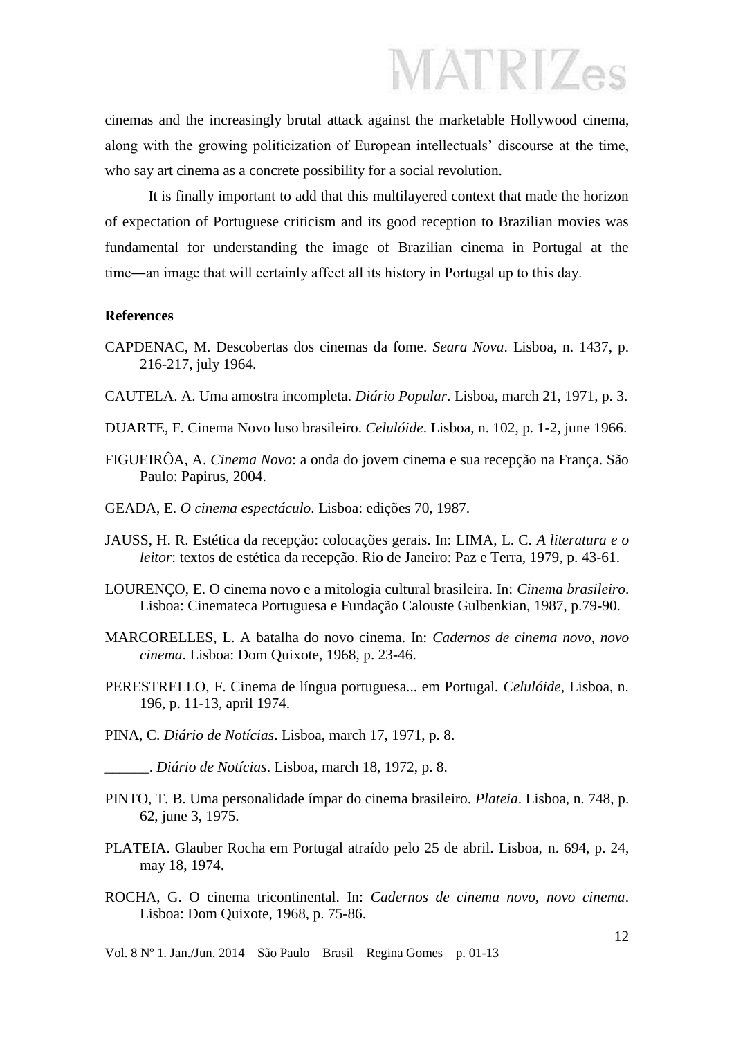cinemas and the increasingly brutal attack against the marketable Hollywood cinema, along with the growing politicization of European intellectuals' discourse at the time, who say art cinema as a concrete possibility for a social revolution.

It is finally important to add that this multilayered context that made the horizon of expectation of Portuguese criticism and its good reception to Brazilian movies was fundamental for understanding the image of Brazilian cinema in Portugal at the time—an image that will certainly affect all its history in Portugal up to this day.

**References**

CAPDENAC, M. Descobertas dos cinemas da fome. *Seara Nova*. Lisboa, n. 1437, p. 216-217, july 1964.

CAUTELA. A. Uma amostra incompleta. *Diário Popular*. Lisboa, march 21, 1971, p. 3.

DUARTE, F. Cinema Novo luso brasileiro. *Celulóide*. Lisboa, n. 102, p. 1-2, june 1966.

FIGUEIRÔA, A. *Cinema Novo*: a onda do jovem cinema e sua recepção na França. São Paulo: Papirus, 2004.

GEADA, E. *O cinema espectáculo*. Lisboa: edições 70, 1987.

JAUSS, H. R. Estética da recepção: colocações gerais. In: LIMA, L. C. *A literatura e o leitor*: textos de estética da recepção. Rio de Janeiro: Paz e Terra, 1979, p. 43-61.

LOURENÇO, E. O cinema novo e a mitologia cultural brasileira. In: *Cinema brasileiro*. Lisboa: Cinemateca Portuguesa e Fundação Calouste Gulbenkian, 1987, p.79-90.

MARCORELLES, L. A batalha do novo cinema. In: *Cadernos de cinema novo, novo cinema*. Lisboa: Dom Quixote, 1968, p. 23-46.

PERESTRELLO, F. Cinema de língua portuguesa... em Portugal. *Celulóide*, Lisboa, n. 196, p. 11-13, april 1974.

PINA, C. *Diário de Notícias*. Lisboa, march 17, 1971, p. 8.

______. *Diário de Notícias*. Lisboa, march 18, 1972, p. 8.

PINTO, T. B. Uma personalidade ímpar do cinema brasileiro. *Plateia*. Lisboa, n. 748, p. 62, june 3, 1975.

PLATEIA. Glauber Rocha em Portugal atraído pelo 25 de abril. Lisboa, n. 694, p. 24, may 18, 1974.

ROCHA, G. O cinema tricontinental. In: *Cadernos de cinema novo, novo cinema*. Lisboa: Dom Quixote, 1968, p. 75-86.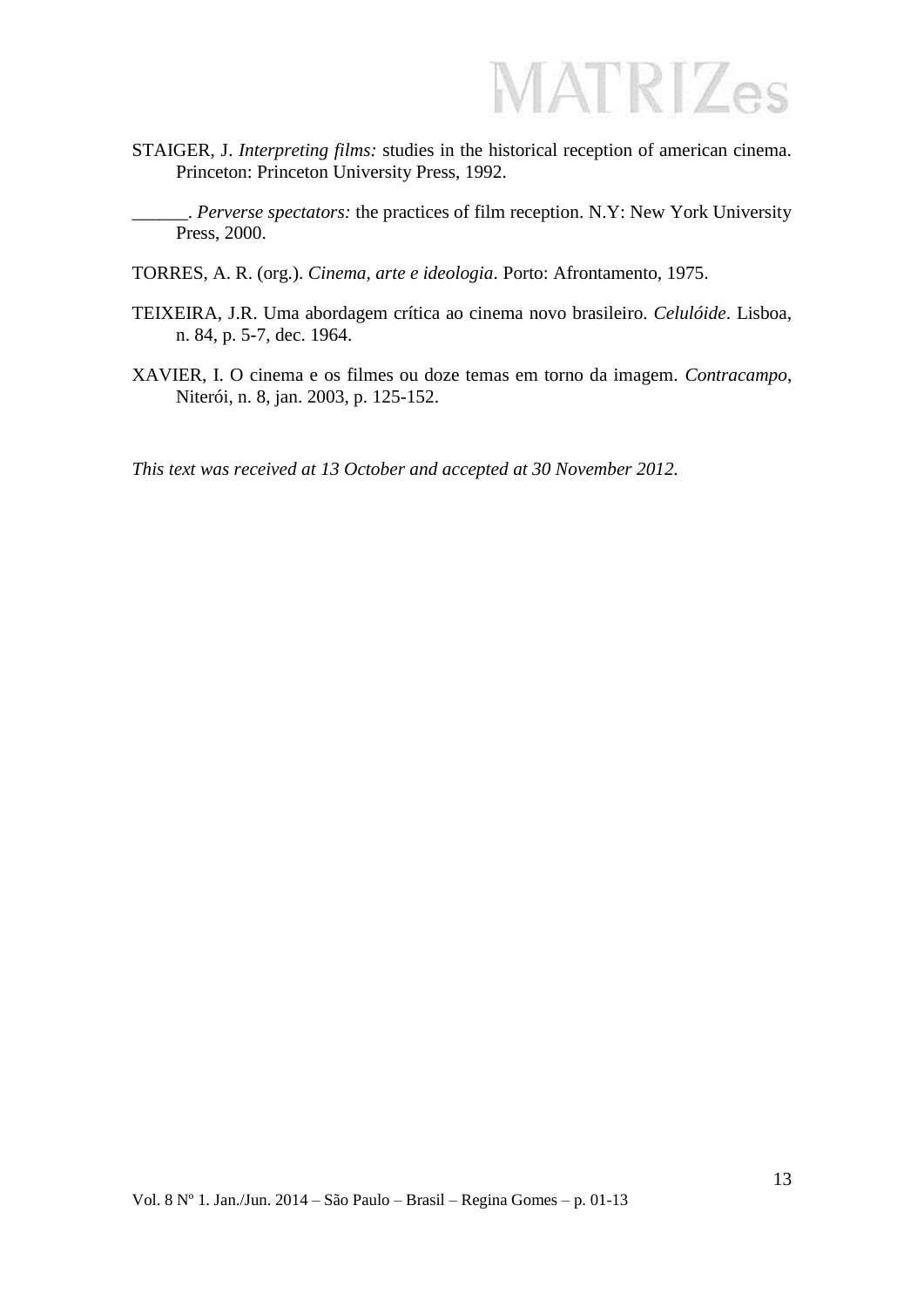STAIGER, J. *Interpreting films:* studies in the historical reception of american cinema. Princeton: Princeton University Press, 1992.

______. *Perverse spectators:* the practices of film reception. N.Y: New York University Press, 2000.

TORRES, A. R. (org.). *Cinema, arte e ideologia*. Porto: Afrontamento, 1975.

TEIXEIRA, J.R. Uma abordagem crítica ao cinema novo brasileiro. *Celulóide*. Lisboa, n. 84, p. 5-7, dec. 1964.

XAVIER, I. O cinema e os filmes ou doze temas em torno da imagem. *Contracampo*, Niterói, n. 8, jan. 2003, p. 125-152.

*This text was received at 13 October and accepted at 30 November 2012.*